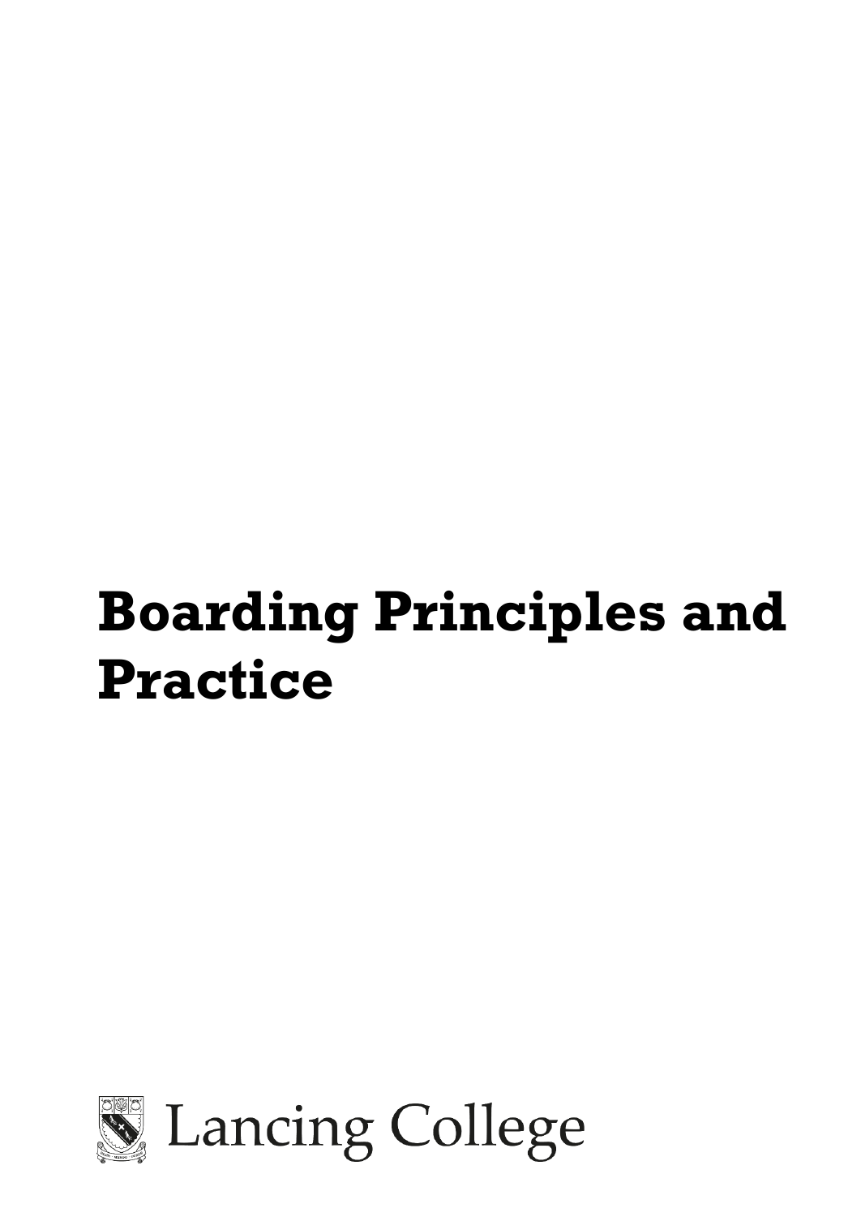# Boarding Principles and Practice

Lancing College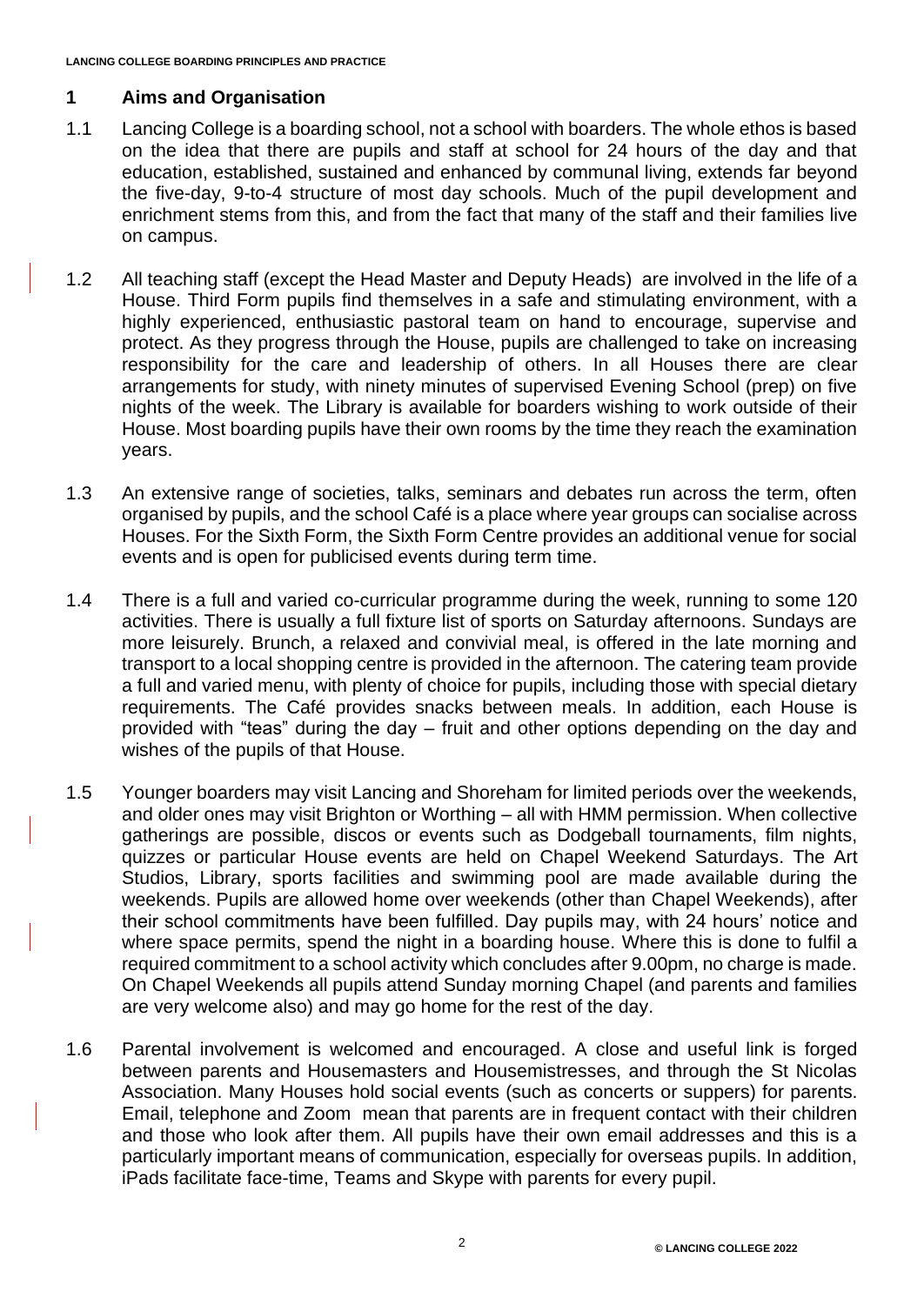## 1 Aims and Organisation

1.1 Lancing College is a boarding school, not a school with boarders. The whole ethos is based on the idea that there are pupils and staff at school for 24 hours of the day and that education, established, sustained and enhanced by communal living, extends far beyond the five-day, 9-to-4 structure of most day schools. Much of the pupil development and enrichment stems from this, and from the fact that many of the staff and their families live on campus.

1.2 All teaching staff (except the Head Master and Deputy Heads) are involved in the life of a House. Third Form pupils find themselves in a safe and stimulating environment, with a highly experienced, enthusiastic pastoral team on hand to encourage, supervise and protect. As they progress through the House, pupils are challenged to take on increasing responsibility for the care and leadership of others. In all Houses there are clear arrangements for study, with ninety minutes of supervised Evening School (prep) on five nights of the week. The Library is available for boarders wishing to work outside of their House. Most boarding pupils have their own rooms by the time they reach the examination years.

1.3 An extensive range of societies, talks, seminars and debates run across the term, often organised by pupils, and the school Café is a place where year groups can socialise across Houses. For the Sixth Form, the Sixth Form Centre provides an additional venue for social events and is open for publicised events during term time.

1.4 There is a full and varied co-curricular programme during the week, running to some 120 activities. There is usually a full fixture list of sports on Saturday afternoons. Sundays are more leisurely. Brunch, a relaxed and convivial meal, is offered in the late morning and transport to a local shopping centre is provided in the afternoon. The catering team provide a full and varied menu, with plenty of choice for pupils, including those with special dietary requirements. The Café provides snacks between meals. In addition, each House is provided with "teas" during the day – fruit and other options depending on the day and wishes of the pupils of that House.

1.5 Younger boarders may visit Lancing and Shoreham for limited periods over the weekends, and older ones may visit Brighton or Worthing – all with HMM permission. When collective gatherings are possible, discos or events such as Dodgeball tournaments, film nights, quizzes or particular House events are held on Chapel Weekend Saturdays. The Art Studios, Library, sports facilities and swimming pool are made available during the weekends. Pupils are allowed home over weekends (other than Chapel Weekends), after their school commitments have been fulfilled. Day pupils may, with 24 hours' notice and where space permits, spend the night in a boarding house. Where this is done to fulfil a required commitment to a school activity which concludes after 9.00pm, no charge is made. On Chapel Weekends all pupils attend Sunday morning Chapel (and parents and families are very welcome also) and may go home for the rest of the day.

1.6 Parental involvement is welcomed and encouraged. A close and useful link is forged between parents and Housemasters and Housemistresses, and through the St Nicolas Association. Many Houses hold social events (such as concerts or suppers) for parents. Email, telephone and Zoom mean that parents are in frequent contact with their children and those who look after them. All pupils have their own email addresses and this is a particularly important means of communication, especially for overseas pupils. In addition, iPads facilitate face-time, Teams and Skype with parents for every pupil.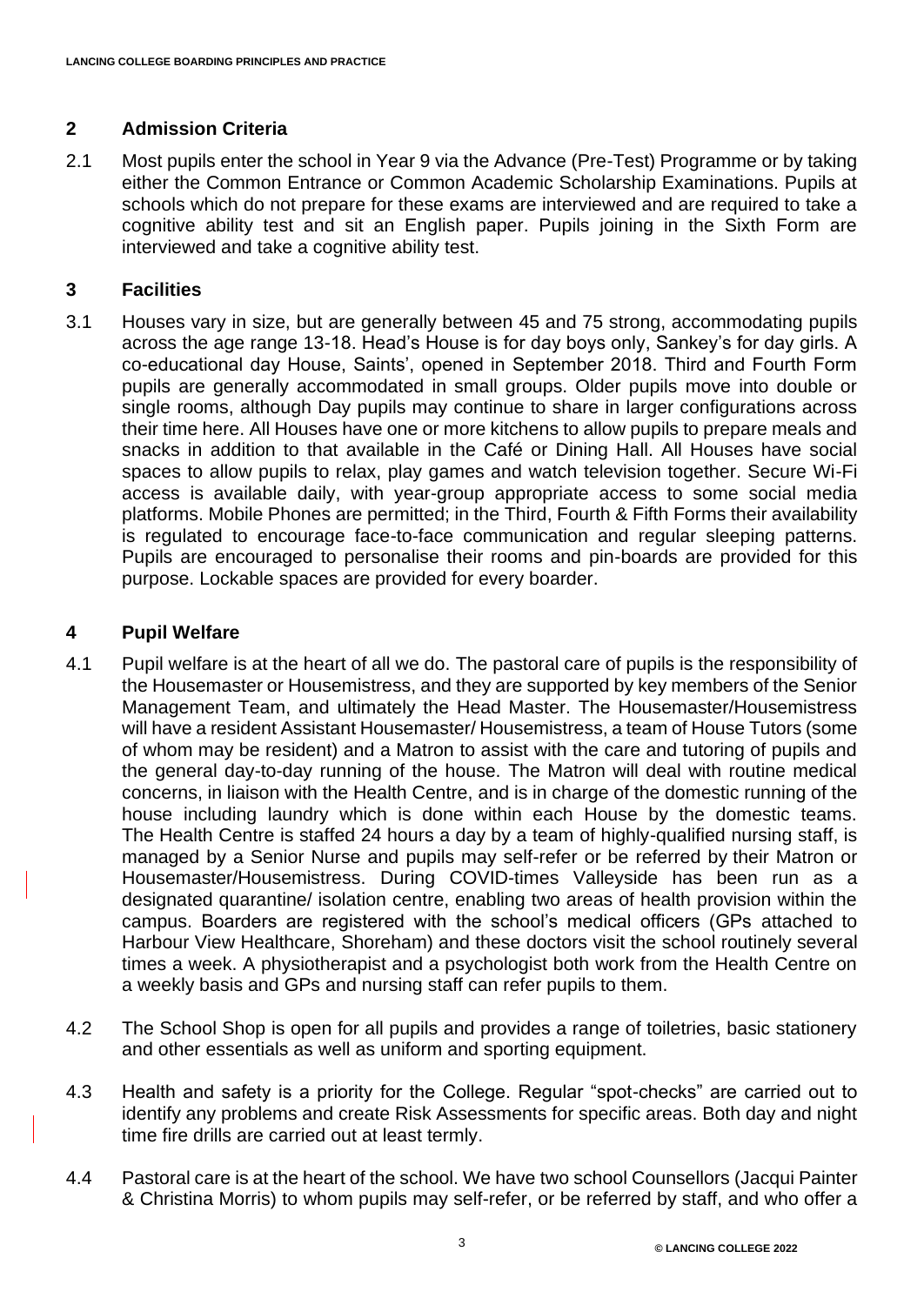## 2 Admission Criteria

2.1 Most pupils enter the school in Year 9 via the Advance (Pre-Test) Programme or by taking either the Common Entrance or Common Academic Scholarship Examinations. Pupils at schools which do not prepare for these exams are interviewed and are required to take a cognitive ability test and sit an English paper. Pupils joining in the Sixth Form are interviewed and take a cognitive ability test.

## 3 Facilities

3.1 Houses vary in size, but are generally between 45 and 75 strong, accommodating pupils across the age range 13-18. Head's House is for day boys only, Sankey's for day girls. A co-educational day House, Saints', opened in September 2018. Third and Fourth Form pupils are generally accommodated in small groups. Older pupils move into double or single rooms, although Day pupils may continue to share in larger configurations across their time here. All Houses have one or more kitchens to allow pupils to prepare meals and snacks in addition to that available in the Café or Dining Hall. All Houses have social spaces to allow pupils to relax, play games and watch television together. Secure Wi-Fi access is available daily, with year-group appropriate access to some social media platforms. Mobile Phones are permitted; in the Third, Fourth & Fifth Forms their availability is regulated to encourage face-to-face communication and regular sleeping patterns. Pupils are encouraged to personalise their rooms and pin-boards are provided for this purpose. Lockable spaces are provided for every boarder.

## 4 Pupil Welfare

4.1 Pupil welfare is at the heart of all we do. The pastoral care of pupils is the responsibility of the Housemaster or Housemistress, and they are supported by key members of the Senior Management Team, and ultimately the Head Master. The Housemaster/Housemistress will have a resident Assistant Housemaster/ Housemistress, a team of House Tutors (some of whom may be resident) and a Matron to assist with the care and tutoring of pupils and the general day-to-day running of the house. The Matron will deal with routine medical concerns, in liaison with the Health Centre, and is in charge of the domestic running of the house including laundry which is done within each House by the domestic teams. The Health Centre is staffed 24 hours a day by a team of highly-qualified nursing staff, is managed by a Senior Nurse and pupils may self-refer or be referred by their Matron or Housemaster/Housemistress. During COVID-times Valleyside has been run as a designated quarantine/ isolation centre, enabling two areas of health provision within the campus. Boarders are registered with the school's medical officers (GPs attached to Harbour View Healthcare, Shoreham) and these doctors visit the school routinely several times a week. A physiotherapist and a psychologist both work from the Health Centre on a weekly basis and GPs and nursing staff can refer pupils to them.

4.2 The School Shop is open for all pupils and provides a range of toiletries, basic stationery and other essentials as well as uniform and sporting equipment.

4.3 Health and safety is a priority for the College. Regular "spot-checks" are carried out to identify any problems and create Risk Assessments for specific areas. Both day and night time fire drills are carried out at least termly.

4.4 Pastoral care is at the heart of the school. We have two school Counsellors (Jacqui Painter & Christina Morris) to whom pupils may self-refer, or be referred by staff, and who offer a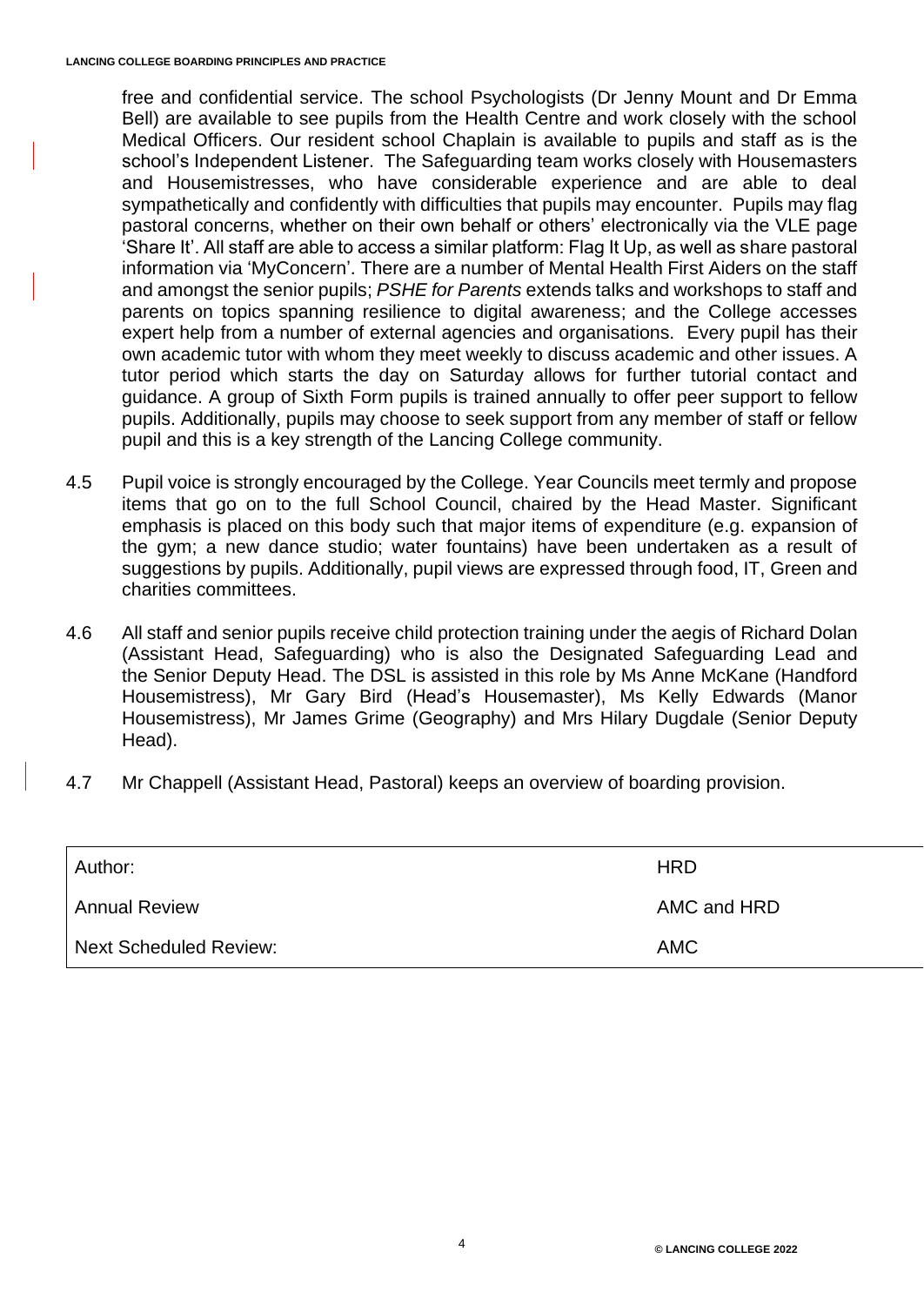free and confidential service. The school Psychologists (Dr Jenny Mount and Dr Emma Bell) are available to see pupils from the Health Centre and work closely with the school Medical Officers. Our resident school Chaplain is available to pupils and staff as is the school's Independent Listener. The Safeguarding team works closely with Housemasters and Housemistresses, who have considerable experience and are able to deal sympathetically and confidently with difficulties that pupils may encounter. Pupils may flag pastoral concerns, whether on their own behalf or others' electronically via the VLE page 'Share It'. All staff are able to access a similar platform: Flag It Up, as well as share pastoral information via 'MyConcern'. There are a number of Mental Health First Aiders on the staff and amongst the senior pupils; *PSHE for Parents* extends talks and workshops to staff and parents on topics spanning resilience to digital awareness; and the College accesses expert help from a number of external agencies and organisations. Every pupil has their own academic tutor with whom they meet weekly to discuss academic and other issues. A tutor period which starts the day on Saturday allows for further tutorial contact and guidance. A group of Sixth Form pupils is trained annually to offer peer support to fellow pupils. Additionally, pupils may choose to seek support from any member of staff or fellow pupil and this is a key strength of the Lancing College community.

4.5 Pupil voice is strongly encouraged by the College. Year Councils meet termly and propose items that go on to the full School Council, chaired by the Head Master. Significant emphasis is placed on this body such that major items of expenditure (e.g. expansion of the gym; a new dance studio; water fountains) have been undertaken as a result of suggestions by pupils. Additionally, pupil views are expressed through food, IT, Green and charities committees.

4.6 All staff and senior pupils receive child protection training under the aegis of Richard Dolan (Assistant Head, Safeguarding) who is also the Designated Safeguarding Lead and the Senior Deputy Head. The DSL is assisted in this role by Ms Anne McKane (Handford Housemistress), Mr Gary Bird (Head's Housemaster), Ms Kelly Edwards (Manor Housemistress), Mr James Grime (Geography) and Mrs Hilary Dugdale (Senior Deputy Head).

4.7 Mr Chappell (Assistant Head, Pastoral) keeps an overview of boarding provision.

| | |
|---|---|
| Author: | HRD |
| Annual Review | AMC and HRD |
| Next Scheduled Review: | AMC |